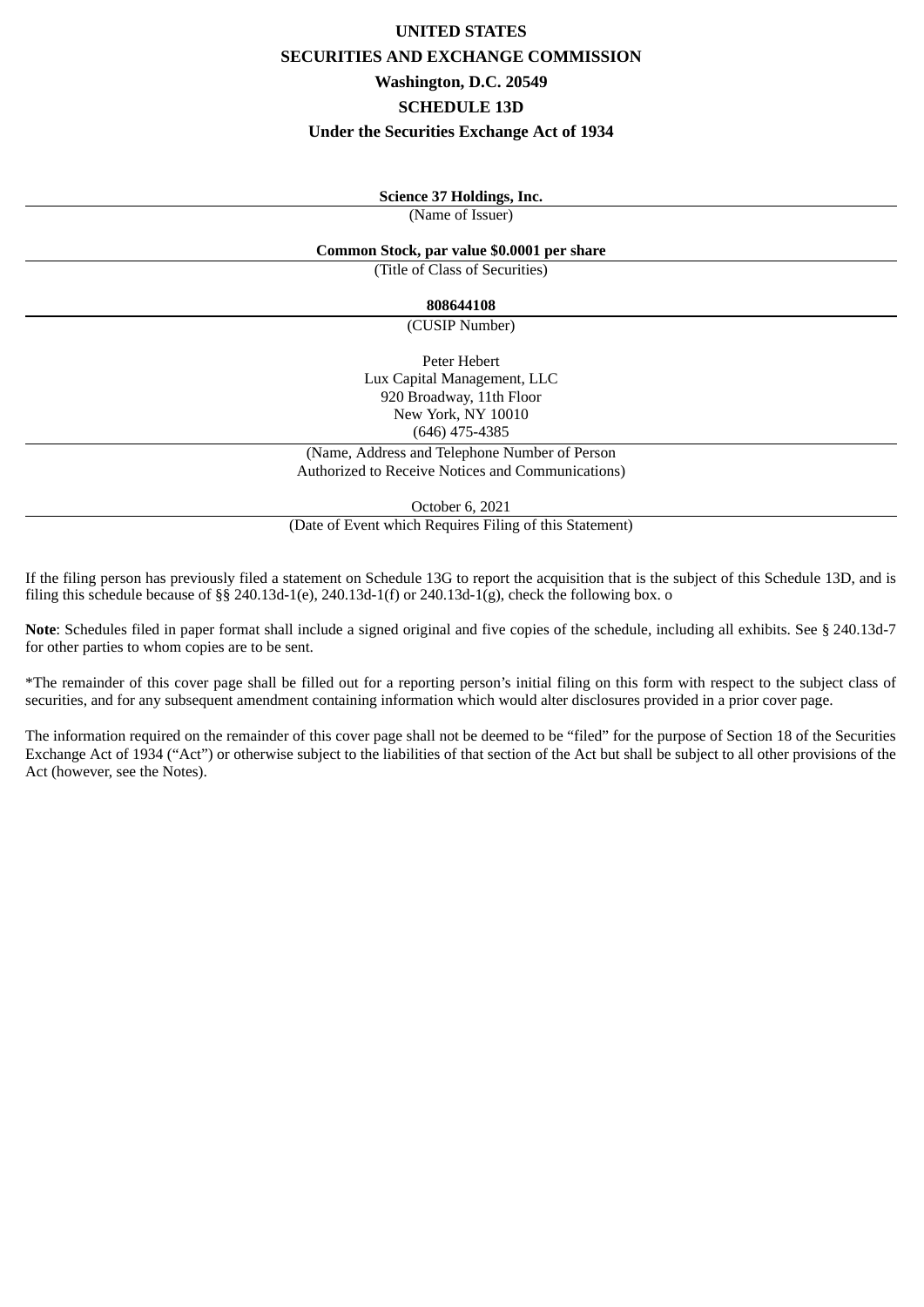**UNITED STATES**

**SECURITIES AND EXCHANGE COMMISSION**

**Washington, D.C. 20549**

**SCHEDULE 13D**

**Under the Securities Exchange Act of 1934**

**Science 37 Holdings, Inc.**

(Name of Issuer)

**Common Stock, par value $0.0001 per share**

(Title of Class of Securities)

**808644108**

(CUSIP Number)

Peter Hebert
Lux Capital Management, LLC
920 Broadway, 11th Floor
New York, NY 10010
(646) 475-4385

(Name, Address and Telephone Number of Person Authorized to Receive Notices and Communications)

October 6, 2021

(Date of Event which Requires Filing of this Statement)

If the filing person has previously filed a statement on Schedule 13G to report the acquisition that is the subject of this Schedule 13D, and is filing this schedule because of §§ 240.13d-1(e), 240.13d-1(f) or 240.13d-1(g), check the following box. o

**Note**: Schedules filed in paper format shall include a signed original and five copies of the schedule, including all exhibits. See § 240.13d-7 for other parties to whom copies are to be sent.

*The remainder of this cover page shall be filled out for a reporting person's initial filing on this form with respect to the subject class of securities, and for any subsequent amendment containing information which would alter disclosures provided in a prior cover page.

The information required on the remainder of this cover page shall not be deemed to be "filed" for the purpose of Section 18 of the Securities Exchange Act of 1934 ("Act") or otherwise subject to the liabilities of that section of the Act but shall be subject to all other provisions of the Act (however, see the Notes).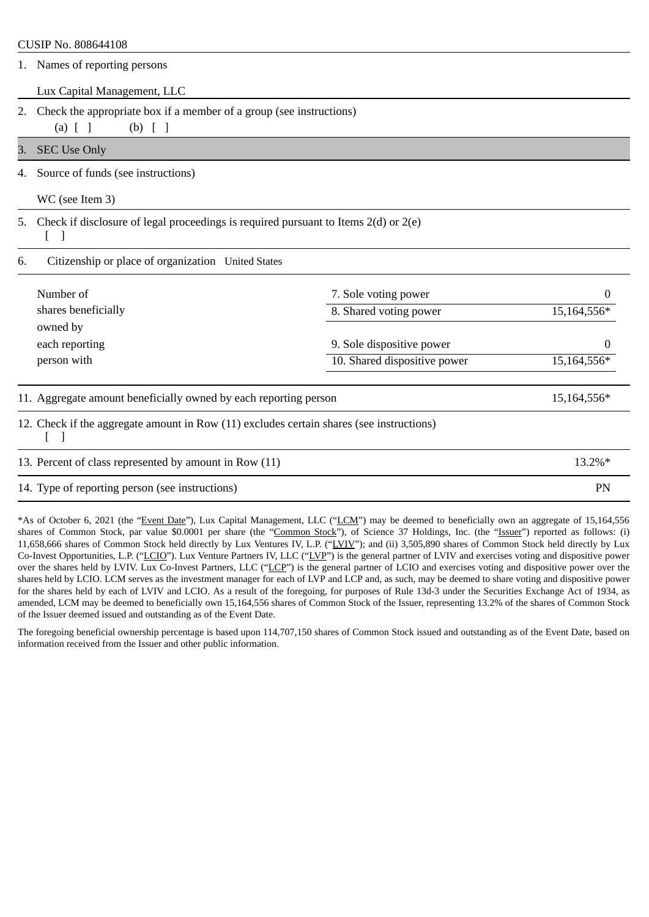CUSIP No. 808644108

| | | | |
|---|---|---|---|
| 1. | Names of reporting persons<br><br>Lux Capital Management, LLC | | |
| 2. | Check the appropriate box if a member of a group (see instructions)<br>(a) [ ]  (b) [ ] | | |
| 3. | SEC Use Only | | |
| 4. | Source of funds (see instructions)<br><br>WC (see Item 3) | | |
| 5. | Check if disclosure of legal proceedings is required pursuant to Items 2(d) or 2(e)<br>[ ] | | |
| 6. | Citizenship or place of organization United States | | |
| Number of shares beneficially owned by each reporting person with | | 7. Sole voting power | 0 |
| | | 8. Shared voting power | 15,164,556* |
| | | 9. Sole dispositive power | 0 |
| | | 10. Shared dispositive power | 15,164,556* |
| 11. | Aggregate amount beneficially owned by each reporting person | | 15,164,556* |
| 12. | Check if the aggregate amount in Row (11) excludes certain shares (see instructions)<br>[ ] | | |
| 13. | Percent of class represented by amount in Row (11) | | 13.2%* |
| 14. | Type of reporting person (see instructions) | | PN |

*As of October 6, 2021 (the "Event Date"), Lux Capital Management, LLC ("LCM") may be deemed to beneficially own an aggregate of 15,164,556 shares of Common Stock, par value $0.0001 per share (the "Common Stock"), of Science 37 Holdings, Inc. (the "Issuer") reported as follows: (i) 11,658,666 shares of Common Stock held directly by Lux Ventures IV, L.P. ("LVIV"); and (ii) 3,505,890 shares of Common Stock held directly by Lux Co-Invest Opportunities, L.P. ("LCIO"). Lux Venture Partners IV, LLC ("LVP") is the general partner of LVIV and exercises voting and dispositive power over the shares held by LVIV. Lux Co-Invest Partners, LLC ("LCP") is the general partner of LCIO and exercises voting and dispositive power over the shares held by LCIO. LCM serves as the investment manager for each of LVP and LCP and, as such, may be deemed to share voting and dispositive power for the shares held by each of LVIV and LCIO. As a result of the foregoing, for purposes of Rule 13d-3 under the Securities Exchange Act of 1934, as amended, LCM may be deemed to beneficially own 15,164,556 shares of Common Stock of the Issuer, representing 13.2% of the shares of Common Stock of the Issuer deemed issued and outstanding as of the Event Date.

The foregoing beneficial ownership percentage is based upon 114,707,150 shares of Common Stock issued and outstanding as of the Event Date, based on information received from the Issuer and other public information.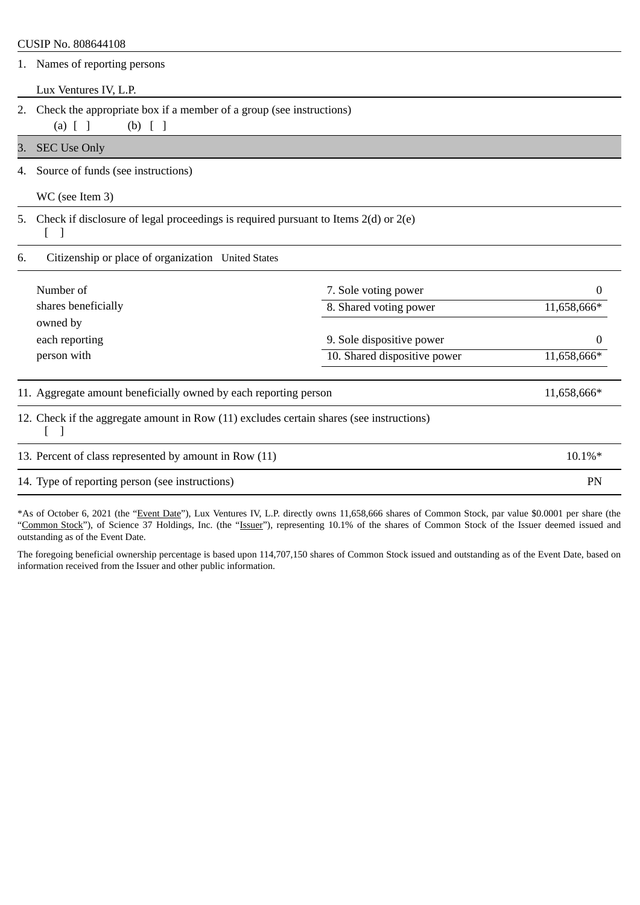CUSIP No. 808644108

| | | | |
|---|---|---|---|
| 1. | Names of reporting persons<br><br>Lux Ventures IV, L.P. | | |
| 2. | Check the appropriate box if a member of a group (see instructions)<br>(a) [ ]     (b) [ ] | | |
| 3. | SEC Use Only | | |
| 4. | Source of funds (see instructions)<br><br>WC (see Item 3) | | |
| 5. | Check if disclosure of legal proceedings is required pursuant to Items 2(d) or 2(e)<br>[ ] | | |
| 6. | Citizenship or place of organization   United States | | |
| | Number of shares beneficially owned by each reporting person with | 7. Sole voting power | 0 |
| | | 8. Shared voting power | 11,658,666* |
| | | 9. Sole dispositive power | 0 |
| | | 10. Shared dispositive power | 11,658,666* |
| 11. | Aggregate amount beneficially owned by each reporting person | | 11,658,666* |
| 12. | Check if the aggregate amount in Row (11) excludes certain shares (see instructions)<br>[ ] | | |
| 13. | Percent of class represented by amount in Row (11) | | 10.1%* |
| 14. | Type of reporting person (see instructions) | | PN |

*As of October 6, 2021 (the "Event Date"), Lux Ventures IV, L.P. directly owns 11,658,666 shares of Common Stock, par value $0.0001 per share (the "Common Stock"), of Science 37 Holdings, Inc. (the "Issuer"), representing 10.1% of the shares of Common Stock of the Issuer deemed issued and outstanding as of the Event Date.

The foregoing beneficial ownership percentage is based upon 114,707,150 shares of Common Stock issued and outstanding as of the Event Date, based on information received from the Issuer and other public information.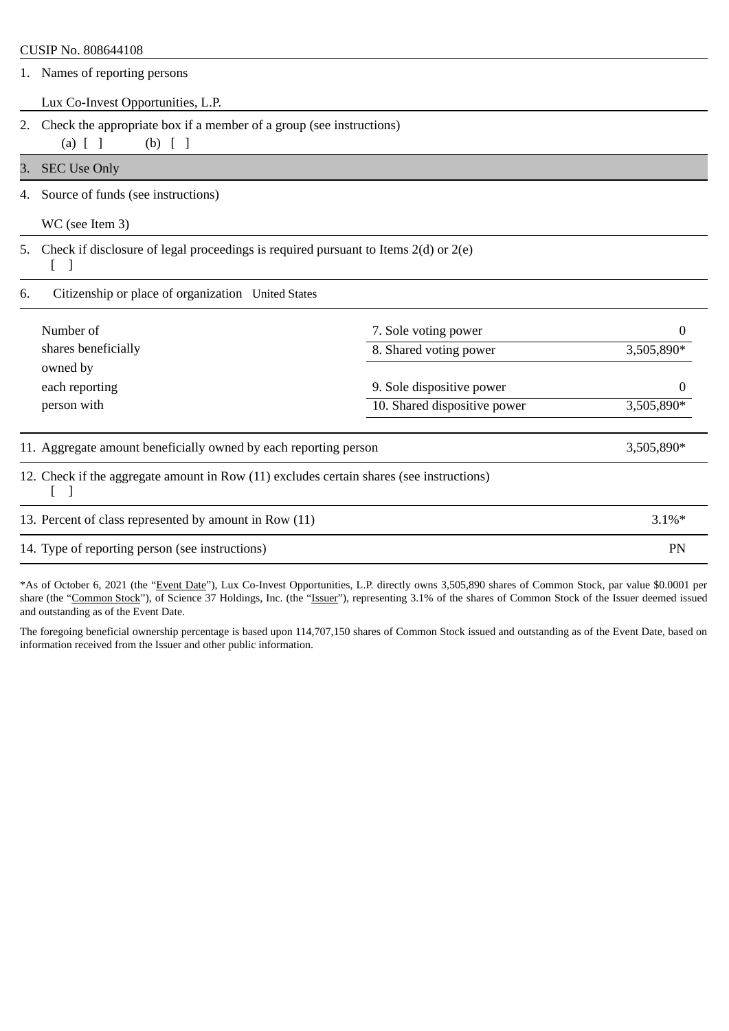CUSIP No. 808644108

| | | |
|---|---|---|
| 1. Names of reporting persons | | |
| Lux Co-Invest Opportunities, L.P. | | |
| 2. Check the appropriate box if a member of a group (see instructions) (a) [ ] (b) [ ] | | |
| 3. SEC Use Only | | |
| 4. Source of funds (see instructions) | | |
| WC (see Item 3) | | |
| 5. Check if disclosure of legal proceedings is required pursuant to Items 2(d) or 2(e) [ ] | | |
| 6. Citizenship or place of organization United States | | |
| Number of shares beneficially owned by each reporting person with | 7. Sole voting power | 0 |
| | 8. Shared voting power | 3,505,890* |
| | 9. Sole dispositive power | 0 |
| | 10. Shared dispositive power | 3,505,890* |
| 11. Aggregate amount beneficially owned by each reporting person | | 3,505,890* |
| 12. Check if the aggregate amount in Row (11) excludes certain shares (see instructions) [ ] | | |
| 13. Percent of class represented by amount in Row (11) | | 3.1%* |
| 14. Type of reporting person (see instructions) | | PN |

*As of October 6, 2021 (the "Event Date"), Lux Co-Invest Opportunities, L.P. directly owns 3,505,890 shares of Common Stock, par value $0.0001 per share (the "Common Stock"), of Science 37 Holdings, Inc. (the "Issuer"), representing 3.1% of the shares of Common Stock of the Issuer deemed issued and outstanding as of the Event Date.

The foregoing beneficial ownership percentage is based upon 114,707,150 shares of Common Stock issued and outstanding as of the Event Date, based on information received from the Issuer and other public information.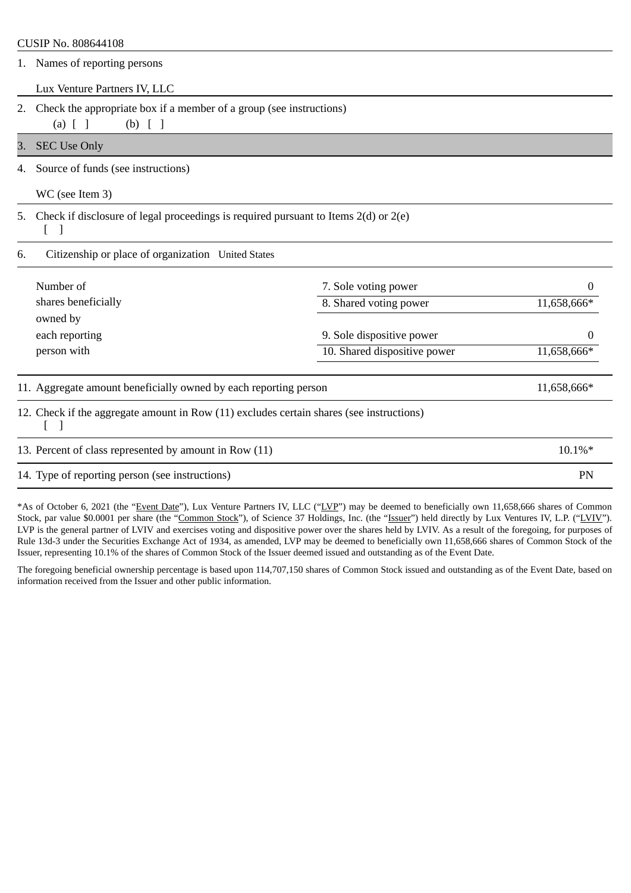CUSIP No. 808644108

| | | |
|---|---|---|
| 1. Names of reporting persons<br><br>Lux Venture Partners IV, LLC | | |
| 2. Check the appropriate box if a member of a group (see instructions)<br>(a) [ ] (b) [ ] | | |
| 3. SEC Use Only | | |
| 4. Source of funds (see instructions)<br><br>WC (see Item 3) | | |
| 5. Check if disclosure of legal proceedings is required pursuant to Items 2(d) or 2(e)<br>[ ] | | |
| 6. Citizenship or place of organization United States | | |
| Number of shares beneficially owned by each reporting person with | 7. Sole voting power | 0 |
| | 8. Shared voting power | 11,658,666* |
| | 9. Sole dispositive power | 0 |
| | 10. Shared dispositive power | 11,658,666* |
| 11. Aggregate amount beneficially owned by each reporting person | | 11,658,666* |
| 12. Check if the aggregate amount in Row (11) excludes certain shares (see instructions)<br>[ ] | | |
| 13. Percent of class represented by amount in Row (11) | | 10.1%* |
| 14. Type of reporting person (see instructions) | | PN |

*As of October 6, 2021 (the "Event Date"), Lux Venture Partners IV, LLC ("LVP") may be deemed to beneficially own 11,658,666 shares of Common Stock, par value $0.0001 per share (the "Common Stock"), of Science 37 Holdings, Inc. (the "Issuer") held directly by Lux Ventures IV, L.P. ("LVIV"). LVP is the general partner of LVIV and exercises voting and dispositive power over the shares held by LVIV. As a result of the foregoing, for purposes of Rule 13d-3 under the Securities Exchange Act of 1934, as amended, LVP may be deemed to beneficially own 11,658,666 shares of Common Stock of the Issuer, representing 10.1% of the shares of Common Stock of the Issuer deemed issued and outstanding as of the Event Date.

The foregoing beneficial ownership percentage is based upon 114,707,150 shares of Common Stock issued and outstanding as of the Event Date, based on information received from the Issuer and other public information.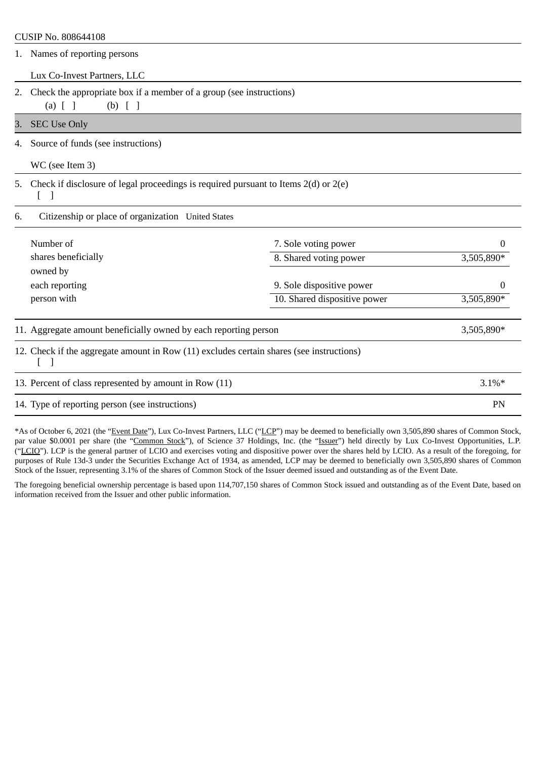CUSIP No. 808644108

| | | |
|---|---|---|
| 1. | Names of reporting persons<br><br>Lux Co-Invest Partners, LLC | |
| 2. | Check the appropriate box if a member of a group (see instructions)<br>(a) [ ] (b) [ ] | |
| 3. | SEC Use Only | |
| 4. | Source of funds (see instructions)<br><br>WC (see Item 3) | |
| 5. | Check if disclosure of legal proceedings is required pursuant to Items 2(d) or 2(e)<br>[ ] | |
| 6. | Citizenship or place of organization United States | |

| Number of shares beneficially owned by each reporting person with | | |
|---|---|---|
| | 7. Sole voting power | 0 |
| | 8. Shared voting power | 3,505,890* |
| | 9. Sole dispositive power | 0 |
| | 10. Shared dispositive power | 3,505,890* |

| | |
|---|---|
| 11. Aggregate amount beneficially owned by each reporting person | 3,505,890* |
| 12. Check if the aggregate amount in Row (11) excludes certain shares (see instructions)<br>[ ] | |
| 13. Percent of class represented by amount in Row (11) | 3.1%* |
| 14. Type of reporting person (see instructions) | PN |

*As of October 6, 2021 (the "Event Date"), Lux Co-Invest Partners, LLC ("LCP") may be deemed to beneficially own 3,505,890 shares of Common Stock, par value $0.0001 per share (the "Common Stock"), of Science 37 Holdings, Inc. (the "Issuer") held directly by Lux Co-Invest Opportunities, L.P. ("LCIO"). LCP is the general partner of LCIO and exercises voting and dispositive power over the shares held by LCIO. As a result of the foregoing, for purposes of Rule 13d-3 under the Securities Exchange Act of 1934, as amended, LCP may be deemed to beneficially own 3,505,890 shares of Common Stock of the Issuer, representing 3.1% of the shares of Common Stock of the Issuer deemed issued and outstanding as of the Event Date.

The foregoing beneficial ownership percentage is based upon 114,707,150 shares of Common Stock issued and outstanding as of the Event Date, based on information received from the Issuer and other public information.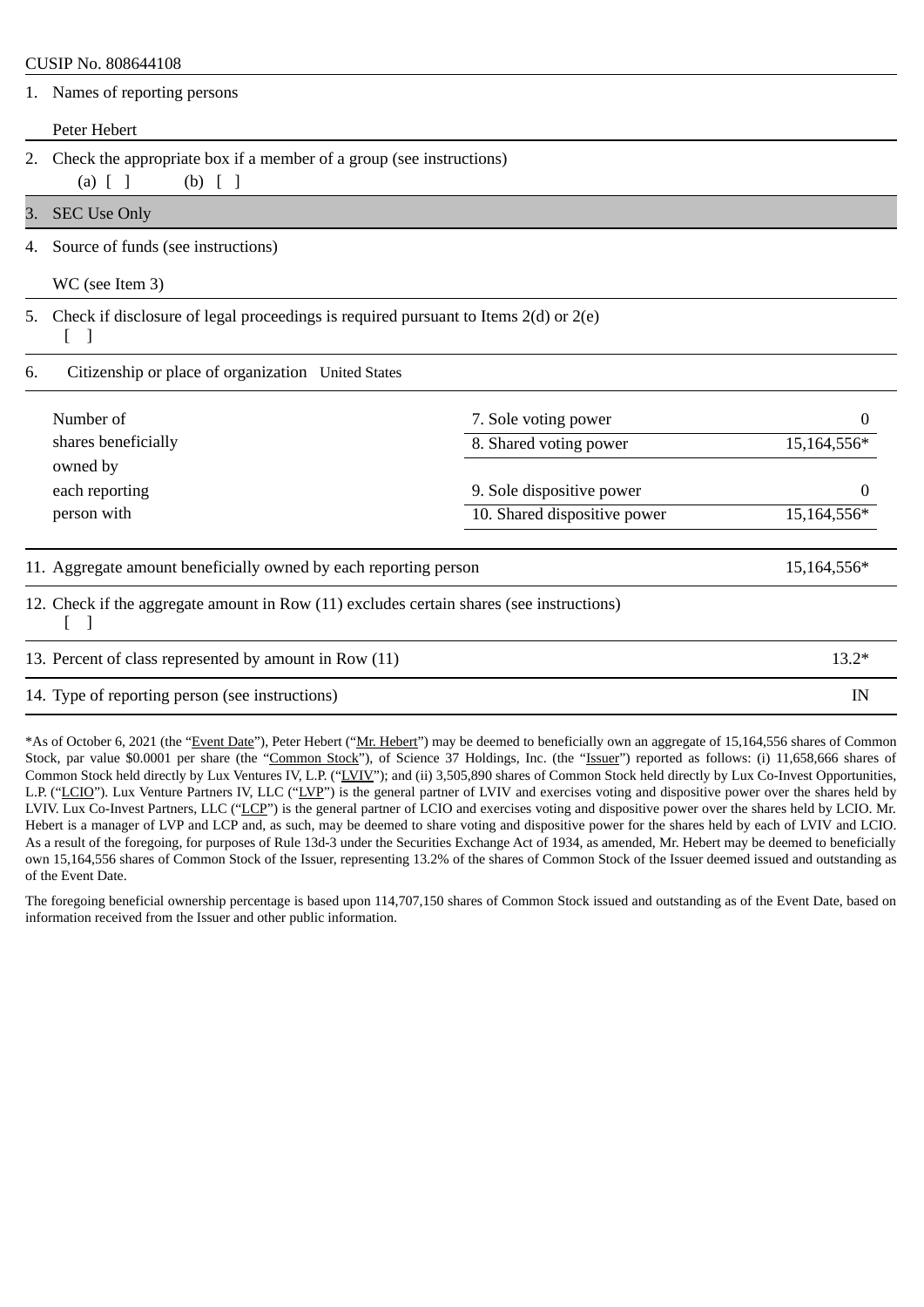CUSIP No. 808644108

| | | | |
|---|---|---|---|
| 1. | Names of reporting persons<br><br>Peter Hebert | | |
| 2. | Check the appropriate box if a member of a group (see instructions)<br>(a) [ ] (b) [ ] | | |
| 3. | SEC Use Only | | |
| 4. | Source of funds (see instructions)<br><br>WC (see Item 3) | | |
| 5. | Check if disclosure of legal proceedings is required pursuant to Items 2(d) or 2(e)<br>[ ] | | |
| 6. | Citizenship or place of organization United States | | |
| Number of shares beneficially owned by each reporting person with | | 7. Sole voting power | 0 |
| | | 8. Shared voting power | 15,164,556* |
| | | 9. Sole dispositive power | 0 |
| | | 10. Shared dispositive power | 15,164,556* |
| 11. | Aggregate amount beneficially owned by each reporting person | | 15,164,556* |
| 12. | Check if the aggregate amount in Row (11) excludes certain shares (see instructions)<br>[ ] | | |
| 13. | Percent of class represented by amount in Row (11) | | 13.2* |
| 14. | Type of reporting person (see instructions) | | IN |

*As of October 6, 2021 (the "Event Date"), Peter Hebert ("Mr. Hebert") may be deemed to beneficially own an aggregate of 15,164,556 shares of Common Stock, par value $0.0001 per share (the "Common Stock"), of Science 37 Holdings, Inc. (the "Issuer") reported as follows: (i) 11,658,666 shares of Common Stock held directly by Lux Ventures IV, L.P. ("LVIV"); and (ii) 3,505,890 shares of Common Stock held directly by Lux Co-Invest Opportunities, L.P. ("LCIO"). Lux Venture Partners IV, LLC ("LVP") is the general partner of LVIV and exercises voting and dispositive power over the shares held by LVIV. Lux Co-Invest Partners, LLC ("LCP") is the general partner of LCIO and exercises voting and dispositive power over the shares held by LCIO. Mr. Hebert is a manager of LVP and LCP and, as such, may be deemed to share voting and dispositive power for the shares held by each of LVIV and LCIO. As a result of the foregoing, for purposes of Rule 13d-3 under the Securities Exchange Act of 1934, as amended, Mr. Hebert may be deemed to beneficially own 15,164,556 shares of Common Stock of the Issuer, representing 13.2% of the shares of Common Stock of the Issuer deemed issued and outstanding as of the Event Date.

The foregoing beneficial ownership percentage is based upon 114,707,150 shares of Common Stock issued and outstanding as of the Event Date, based on information received from the Issuer and other public information.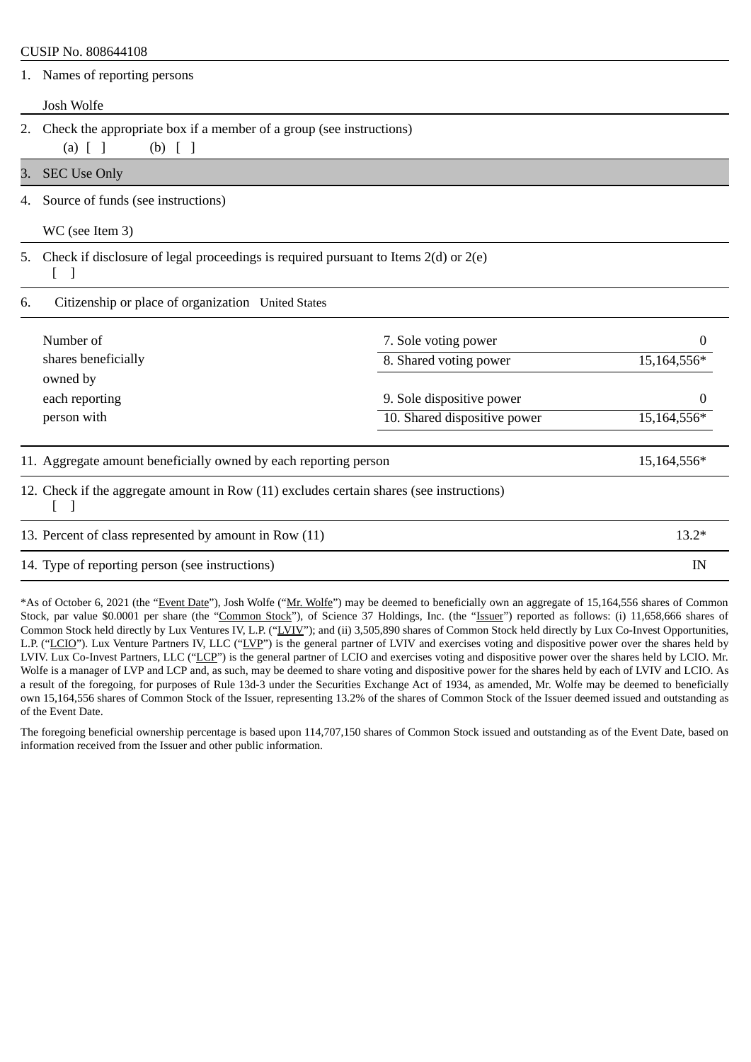CUSIP No. 808644108

| | | |
|---|---|---|
| 1. | Names of reporting persons<br><br>Josh Wolfe | |
| 2. | Check the appropriate box if a member of a group (see instructions)<br>(a) [ ] (b) [ ] | |
| 3. | SEC Use Only | |
| 4. | Source of funds (see instructions)<br><br>WC (see Item 3) | |
| 5. | Check if disclosure of legal proceedings is required pursuant to Items 2(d) or 2(e)<br>[ ] | |
| 6. | Citizenship or place of organization United States | |

| Number of shares beneficially owned by each reporting person with | | |
|---|---|---|
| | 7. Sole voting power | 0 |
| | 8. Shared voting power | 15,164,556* |
| | 9. Sole dispositive power | 0 |
| | 10. Shared dispositive power | 15,164,556* |

| | | |
|---|---|---|
| 11. | Aggregate amount beneficially owned by each reporting person | 15,164,556* |
| 12. | Check if the aggregate amount in Row (11) excludes certain shares (see instructions)<br>[ ] | |
| 13. | Percent of class represented by amount in Row (11) | 13.2* |
| 14. | Type of reporting person (see instructions) | IN |

*As of October 6, 2021 (the "Event Date"), Josh Wolfe ("Mr. Wolfe") may be deemed to beneficially own an aggregate of 15,164,556 shares of Common Stock, par value $0.0001 per share (the "Common Stock"), of Science 37 Holdings, Inc. (the "Issuer") reported as follows: (i) 11,658,666 shares of Common Stock held directly by Lux Ventures IV, L.P. ("LVIV"); and (ii) 3,505,890 shares of Common Stock held directly by Lux Co-Invest Opportunities, L.P. ("LCIO"). Lux Venture Partners IV, LLC ("LVP") is the general partner of LVIV and exercises voting and dispositive power over the shares held by LVIV. Lux Co-Invest Partners, LLC ("LCP") is the general partner of LCIO and exercises voting and dispositive power over the shares held by LCIO. Mr. Wolfe is a manager of LVP and LCP and, as such, may be deemed to share voting and dispositive power for the shares held by each of LVIV and LCIO. As a result of the foregoing, for purposes of Rule 13d-3 under the Securities Exchange Act of 1934, as amended, Mr. Wolfe may be deemed to beneficially own 15,164,556 shares of Common Stock of the Issuer, representing 13.2% of the shares of Common Stock of the Issuer deemed issued and outstanding as of the Event Date.

The foregoing beneficial ownership percentage is based upon 114,707,150 shares of Common Stock issued and outstanding as of the Event Date, based on information received from the Issuer and other public information.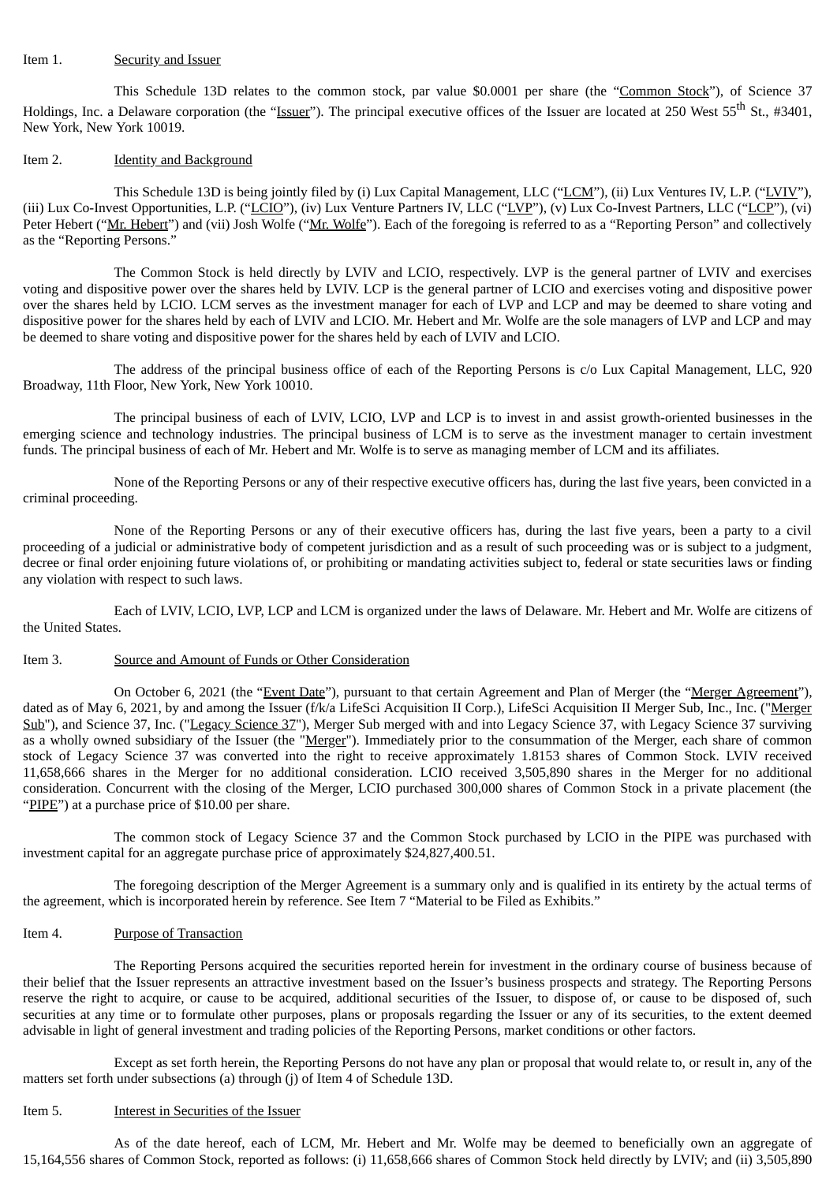Item 1. Security and Issuer

This Schedule 13D relates to the common stock, par value $0.0001 per share (the "Common Stock"), of Science 37 Holdings, Inc. a Delaware corporation (the "Issuer"). The principal executive offices of the Issuer are located at 250 West 55th St., #3401, New York, New York 10019.

Item 2. Identity and Background

This Schedule 13D is being jointly filed by (i) Lux Capital Management, LLC ("LCM"), (ii) Lux Ventures IV, L.P. ("LVIV"), (iii) Lux Co-Invest Opportunities, L.P. ("LCIO"), (iv) Lux Venture Partners IV, LLC ("LVP"), (v) Lux Co-Invest Partners, LLC ("LCP"), (vi) Peter Hebert ("Mr. Hebert") and (vii) Josh Wolfe ("Mr. Wolfe"). Each of the foregoing is referred to as a "Reporting Person" and collectively as the "Reporting Persons."

The Common Stock is held directly by LVIV and LCIO, respectively. LVP is the general partner of LVIV and exercises voting and dispositive power over the shares held by LVIV. LCP is the general partner of LCIO and exercises voting and dispositive power over the shares held by LCIO. LCM serves as the investment manager for each of LVP and LCP and may be deemed to share voting and dispositive power for the shares held by each of LVIV and LCIO. Mr. Hebert and Mr. Wolfe are the sole managers of LVP and LCP and may be deemed to share voting and dispositive power for the shares held by each of LVIV and LCIO.

The address of the principal business office of each of the Reporting Persons is c/o Lux Capital Management, LLC, 920 Broadway, 11th Floor, New York, New York 10010.

The principal business of each of LVIV, LCIO, LVP and LCP is to invest in and assist growth-oriented businesses in the emerging science and technology industries. The principal business of LCM is to serve as the investment manager to certain investment funds. The principal business of each of Mr. Hebert and Mr. Wolfe is to serve as managing member of LCM and its affiliates.

None of the Reporting Persons or any of their respective executive officers has, during the last five years, been convicted in a criminal proceeding.

None of the Reporting Persons or any of their executive officers has, during the last five years, been a party to a civil proceeding of a judicial or administrative body of competent jurisdiction and as a result of such proceeding was or is subject to a judgment, decree or final order enjoining future violations of, or prohibiting or mandating activities subject to, federal or state securities laws or finding any violation with respect to such laws.

Each of LVIV, LCIO, LVP, LCP and LCM is organized under the laws of Delaware. Mr. Hebert and Mr. Wolfe are citizens of the United States.

Item 3. Source and Amount of Funds or Other Consideration

On October 6, 2021 (the "Event Date"), pursuant to that certain Agreement and Plan of Merger (the "Merger Agreement"), dated as of May 6, 2021, by and among the Issuer (f/k/a LifeSci Acquisition II Corp.), LifeSci Acquisition II Merger Sub, Inc., Inc. ("Merger Sub"), and Science 37, Inc. ("Legacy Science 37"), Merger Sub merged with and into Legacy Science 37, with Legacy Science 37 surviving as a wholly owned subsidiary of the Issuer (the "Merger"). Immediately prior to the consummation of the Merger, each share of common stock of Legacy Science 37 was converted into the right to receive approximately 1.8153 shares of Common Stock. LVIV received 11,658,666 shares in the Merger for no additional consideration. LCIO received 3,505,890 shares in the Merger for no additional consideration. Concurrent with the closing of the Merger, LCIO purchased 300,000 shares of Common Stock in a private placement (the "PIPE") at a purchase price of $10.00 per share.

The common stock of Legacy Science 37 and the Common Stock purchased by LCIO in the PIPE was purchased with investment capital for an aggregate purchase price of approximately $24,827,400.51.

The foregoing description of the Merger Agreement is a summary only and is qualified in its entirety by the actual terms of the agreement, which is incorporated herein by reference. See Item 7 "Material to be Filed as Exhibits."

Item 4. Purpose of Transaction

The Reporting Persons acquired the securities reported herein for investment in the ordinary course of business because of their belief that the Issuer represents an attractive investment based on the Issuer's business prospects and strategy. The Reporting Persons reserve the right to acquire, or cause to be acquired, additional securities of the Issuer, to dispose of, or cause to be disposed of, such securities at any time or to formulate other purposes, plans or proposals regarding the Issuer or any of its securities, to the extent deemed advisable in light of general investment and trading policies of the Reporting Persons, market conditions or other factors.

Except as set forth herein, the Reporting Persons do not have any plan or proposal that would relate to, or result in, any of the matters set forth under subsections (a) through (j) of Item 4 of Schedule 13D.

Item 5. Interest in Securities of the Issuer

As of the date hereof, each of LCM, Mr. Hebert and Mr. Wolfe may be deemed to beneficially own an aggregate of 15,164,556 shares of Common Stock, reported as follows: (i) 11,658,666 shares of Common Stock held directly by LVIV; and (ii) 3,505,890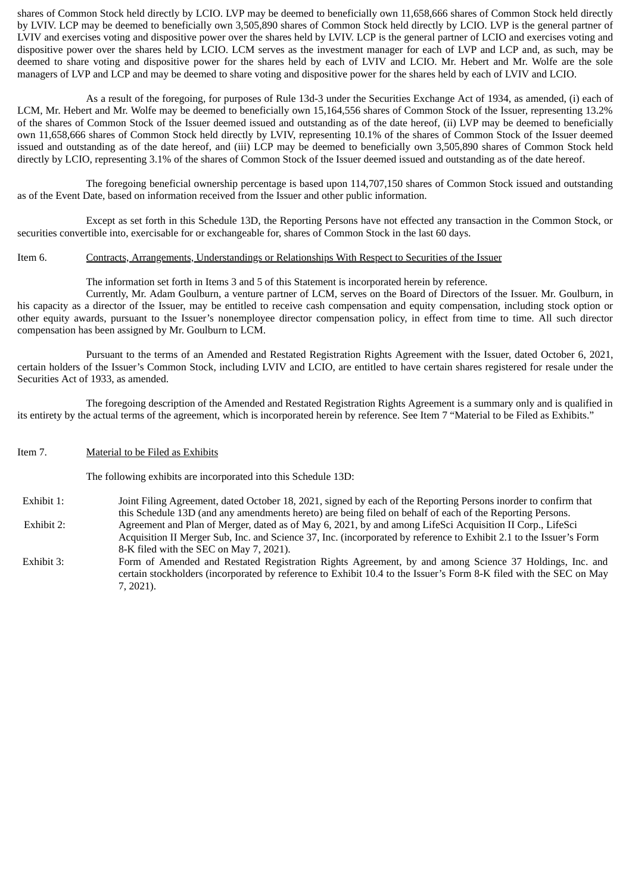shares of Common Stock held directly by LCIO. LVP may be deemed to beneficially own 11,658,666 shares of Common Stock held directly by LVIV. LCP may be deemed to beneficially own 3,505,890 shares of Common Stock held directly by LCIO. LVP is the general partner of LVIV and exercises voting and dispositive power over the shares held by LVIV. LCP is the general partner of LCIO and exercises voting and dispositive power over the shares held by LCIO. LCM serves as the investment manager for each of LVP and LCP and, as such, may be deemed to share voting and dispositive power for the shares held by each of LVIV and LCIO. Mr. Hebert and Mr. Wolfe are the sole managers of LVP and LCP and may be deemed to share voting and dispositive power for the shares held by each of LVIV and LCIO.

As a result of the foregoing, for purposes of Rule 13d-3 under the Securities Exchange Act of 1934, as amended, (i) each of LCM, Mr. Hebert and Mr. Wolfe may be deemed to beneficially own 15,164,556 shares of Common Stock of the Issuer, representing 13.2% of the shares of Common Stock of the Issuer deemed issued and outstanding as of the date hereof, (ii) LVP may be deemed to beneficially own 11,658,666 shares of Common Stock held directly by LVIV, representing 10.1% of the shares of Common Stock of the Issuer deemed issued and outstanding as of the date hereof, and (iii) LCP may be deemed to beneficially own 3,505,890 shares of Common Stock held directly by LCIO, representing 3.1% of the shares of Common Stock of the Issuer deemed issued and outstanding as of the date hereof.

The foregoing beneficial ownership percentage is based upon 114,707,150 shares of Common Stock issued and outstanding as of the Event Date, based on information received from the Issuer and other public information.

Except as set forth in this Schedule 13D, the Reporting Persons have not effected any transaction in the Common Stock, or securities convertible into, exercisable for or exchangeable for, shares of Common Stock in the last 60 days.

Item 6. Contracts, Arrangements, Understandings or Relationships With Respect to Securities of the Issuer

The information set forth in Items 3 and 5 of this Statement is incorporated herein by reference.

Currently, Mr. Adam Goulburn, a venture partner of LCM, serves on the Board of Directors of the Issuer. Mr. Goulburn, in his capacity as a director of the Issuer, may be entitled to receive cash compensation and equity compensation, including stock option or other equity awards, pursuant to the Issuer's nonemployee director compensation policy, in effect from time to time. All such director compensation has been assigned by Mr. Goulburn to LCM.

Pursuant to the terms of an Amended and Restated Registration Rights Agreement with the Issuer, dated October 6, 2021, certain holders of the Issuer's Common Stock, including LVIV and LCIO, are entitled to have certain shares registered for resale under the Securities Act of 1933, as amended.

The foregoing description of the Amended and Restated Registration Rights Agreement is a summary only and is qualified in its entirety by the actual terms of the agreement, which is incorporated herein by reference. See Item 7 "Material to be Filed as Exhibits."

Item 7. Material to be Filed as Exhibits

The following exhibits are incorporated into this Schedule 13D:

Exhibit 1: Joint Filing Agreement, dated October 18, 2021, signed by each of the Reporting Persons inorder to confirm that this Schedule 13D (and any amendments hereto) are being filed on behalf of each of the Reporting Persons.

Exhibit 2: Agreement and Plan of Merger, dated as of May 6, 2021, by and among LifeSci Acquisition II Corp., LifeSci Acquisition II Merger Sub, Inc. and Science 37, Inc. (incorporated by reference to Exhibit 2.1 to the Issuer's Form 8-K filed with the SEC on May 7, 2021).

Exhibit 3: Form of Amended and Restated Registration Rights Agreement, by and among Science 37 Holdings, Inc. and certain stockholders (incorporated by reference to Exhibit 10.4 to the Issuer's Form 8-K filed with the SEC on May 7, 2021).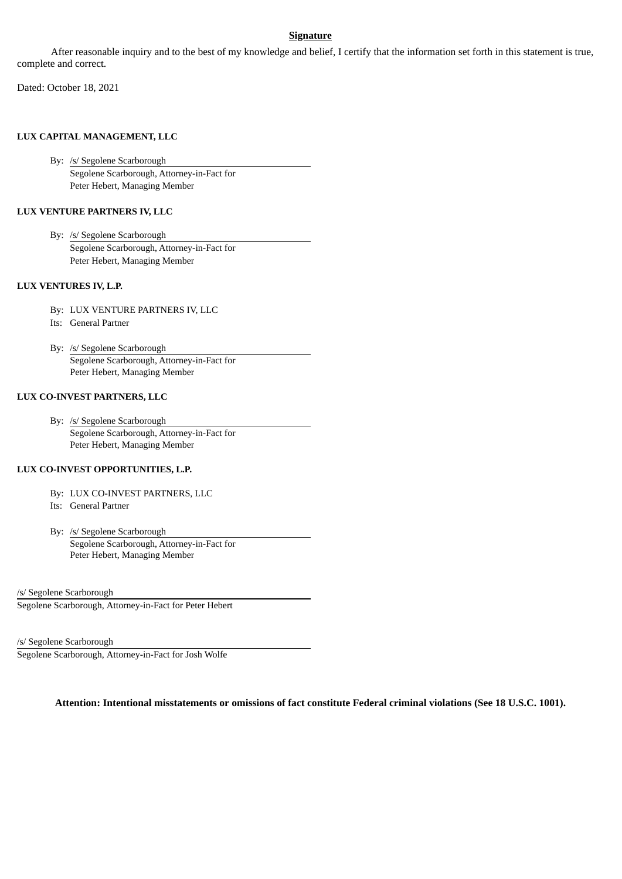**Signature**

After reasonable inquiry and to the best of my knowledge and belief, I certify that the information set forth in this statement is true, complete and correct.

Dated: October 18, 2021

**LUX CAPITAL MANAGEMENT, LLC**

By: /s/ Segolene Scarborough
Segolene Scarborough, Attorney-in-Fact for
Peter Hebert, Managing Member

**LUX VENTURE PARTNERS IV, LLC**

By: /s/ Segolene Scarborough
Segolene Scarborough, Attorney-in-Fact for
Peter Hebert, Managing Member

**LUX VENTURES IV, L.P.**

By: LUX VENTURE PARTNERS IV, LLC
Its: General Partner

By: /s/ Segolene Scarborough
Segolene Scarborough, Attorney-in-Fact for
Peter Hebert, Managing Member

**LUX CO-INVEST PARTNERS, LLC**

By: /s/ Segolene Scarborough
Segolene Scarborough, Attorney-in-Fact for
Peter Hebert, Managing Member

**LUX CO-INVEST OPPORTUNITIES, L.P.**

By: LUX CO-INVEST PARTNERS, LLC
Its: General Partner

By: /s/ Segolene Scarborough
Segolene Scarborough, Attorney-in-Fact for
Peter Hebert, Managing Member

/s/ Segolene Scarborough
Segolene Scarborough, Attorney-in-Fact for Peter Hebert

/s/ Segolene Scarborough
Segolene Scarborough, Attorney-in-Fact for Josh Wolfe

**Attention: Intentional misstatements or omissions of fact constitute Federal criminal violations (See 18 U.S.C. 1001).**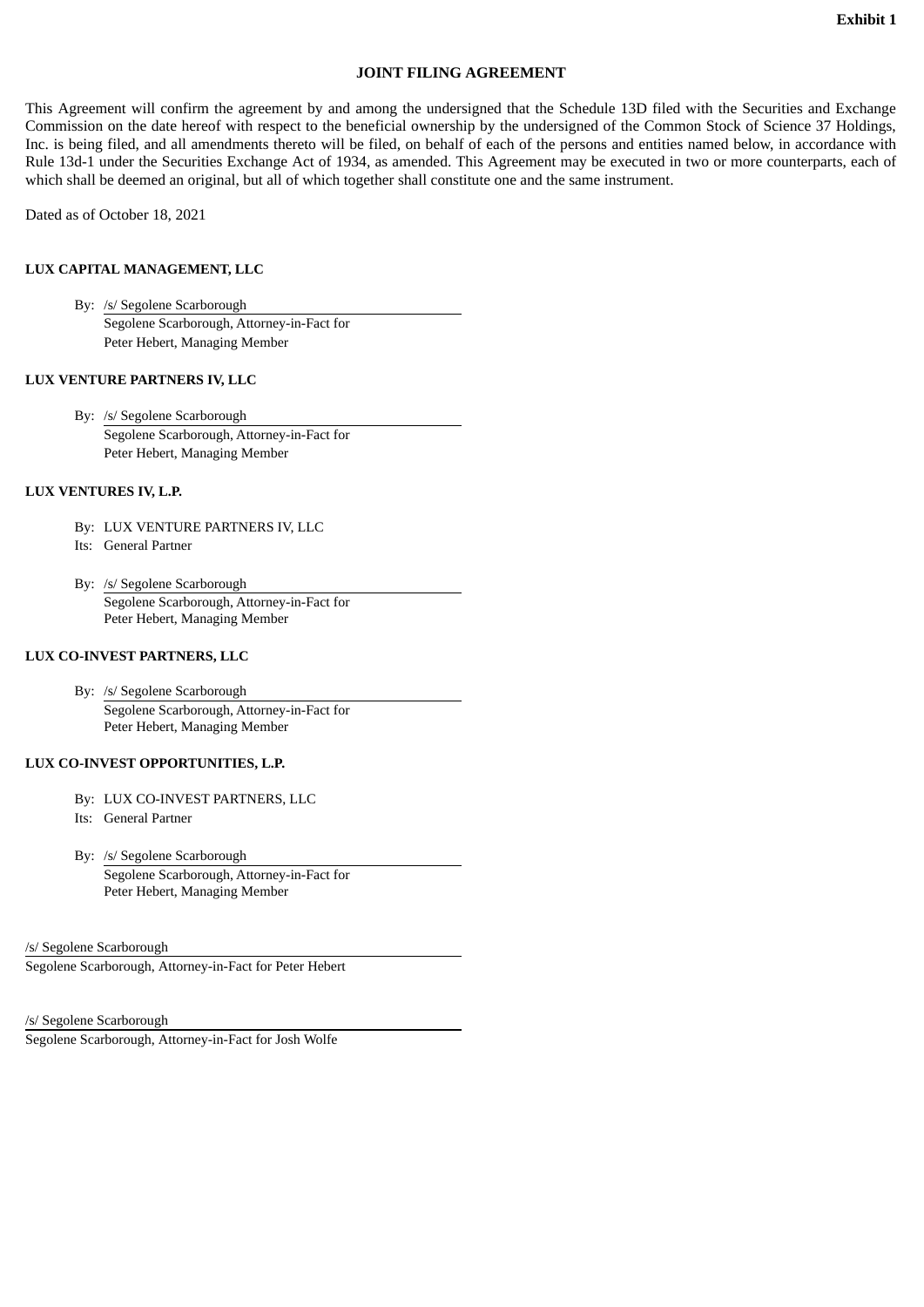**Exhibit 1**

**JOINT FILING AGREEMENT**

This Agreement will confirm the agreement by and among the undersigned that the Schedule 13D filed with the Securities and Exchange Commission on the date hereof with respect to the beneficial ownership by the undersigned of the Common Stock of Science 37 Holdings, Inc. is being filed, and all amendments thereto will be filed, on behalf of each of the persons and entities named below, in accordance with Rule 13d-1 under the Securities Exchange Act of 1934, as amended. This Agreement may be executed in two or more counterparts, each of which shall be deemed an original, but all of which together shall constitute one and the same instrument.

Dated as of October 18, 2021

**LUX CAPITAL MANAGEMENT, LLC**

By: /s/ Segolene Scarborough
Segolene Scarborough, Attorney-in-Fact for
Peter Hebert, Managing Member

**LUX VENTURE PARTNERS IV, LLC**

By: /s/ Segolene Scarborough
Segolene Scarborough, Attorney-in-Fact for
Peter Hebert, Managing Member

**LUX VENTURES IV, L.P.**

By: LUX VENTURE PARTNERS IV, LLC
Its: General Partner

By: /s/ Segolene Scarborough
Segolene Scarborough, Attorney-in-Fact for
Peter Hebert, Managing Member

**LUX CO-INVEST PARTNERS, LLC**

By: /s/ Segolene Scarborough
Segolene Scarborough, Attorney-in-Fact for
Peter Hebert, Managing Member

**LUX CO-INVEST OPPORTUNITIES, L.P.**

By: LUX CO-INVEST PARTNERS, LLC
Its: General Partner

By: /s/ Segolene Scarborough
Segolene Scarborough, Attorney-in-Fact for
Peter Hebert, Managing Member

/s/ Segolene Scarborough
Segolene Scarborough, Attorney-in-Fact for Peter Hebert

/s/ Segolene Scarborough
Segolene Scarborough, Attorney-in-Fact for Josh Wolfe